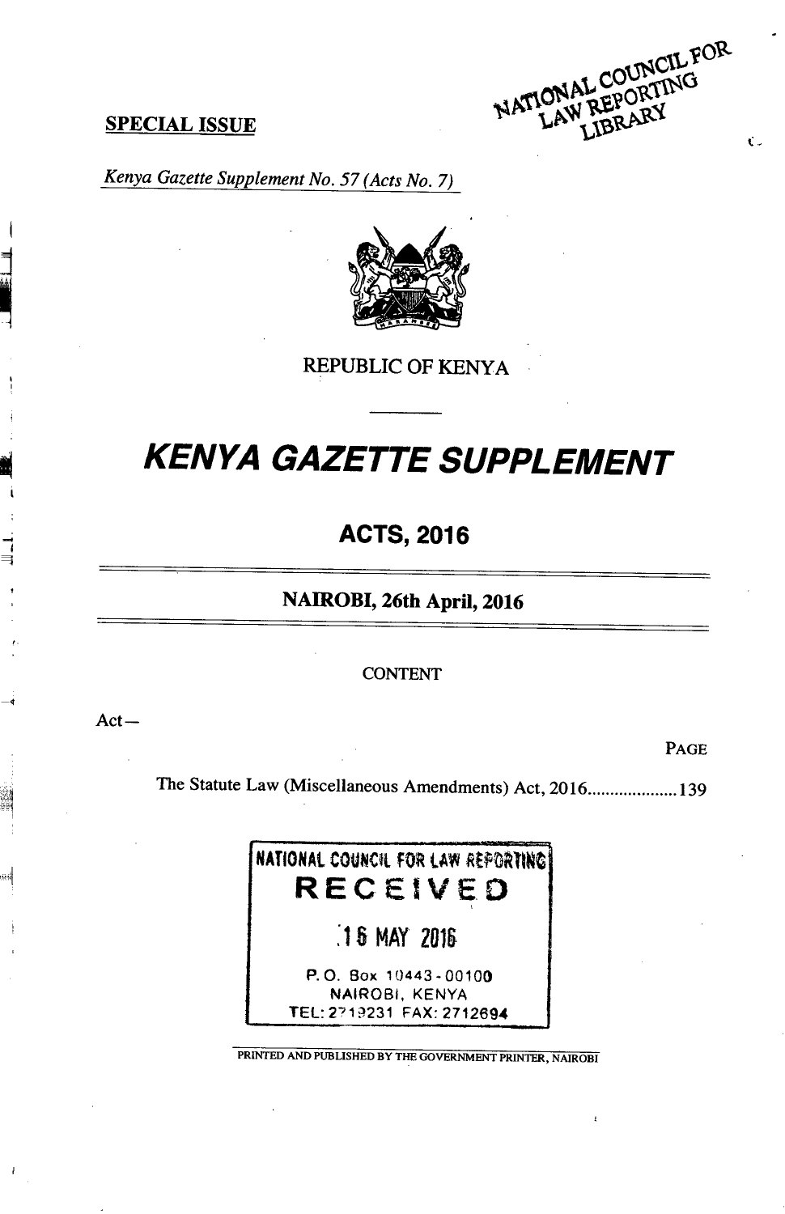SPECIAL ISSUE

*Kenya Gazette Supplement No. 57 (Acts No. 7)*

REPUBLIC OF KENYA

# KENYA GAZETTE SUPPLEMENT

## ACTS, 2016

**NAIROBI, 26th April, 2016**

CONTENT

Act—

PAGE

The Statute Law (Miscellaneous Amendments) Act, 2016.................... 139

NATIONAL COUNCIL FOR LAW REPORTING
RECEIVED
16 MAY 2016
P. O. Box 10443 - 00100
NAIROBI, KENYA
TEL: 2719231 FAX: 2712694

PRINTED AND PUBLISHED BY THE GOVERNMENT PRINTER, NAIROBI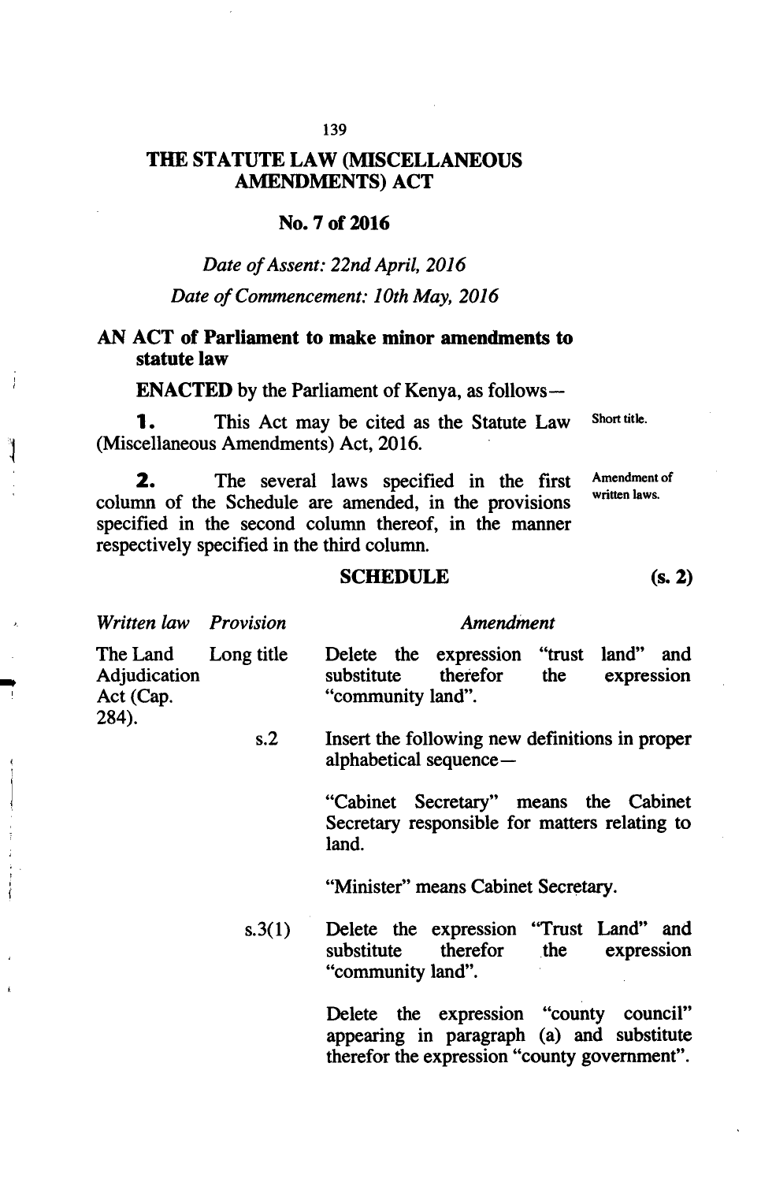# THE STATUTE LAW (MISCELLANEOUS AMENDMENTS) ACT

## No. 7 of 2016

*Date of Assent: 22nd April, 2016*

*Date of Commencement: 10th May, 2016*

**AN ACT of Parliament to make minor amendments to statute law**

**ENACTED** by the Parliament of Kenya, as follows—

**1.** This Act may be cited as the Statute Law (Miscellaneous Amendments) Act, 2016. *Short title.*

**2.** The several laws specified in the first column of the Schedule are amended, in the provisions specified in the second column thereof, in the manner respectively specified in the third column. *Amendment of written laws.*

### SCHEDULE (s. 2)

| *Written law* | *Provision* | *Amendment* |
|---|---|---|
| The Land Adjudication Act (Cap. 284). | Long title | Delete the expression "trust land" and substitute therefor the expression "community land". |
| | s.2 | Insert the following new definitions in proper alphabetical sequence—<br><br>"Cabinet Secretary" means the Cabinet Secretary responsible for matters relating to land.<br><br>"Minister" means Cabinet Secretary. |
| | s.3(1) | Delete the expression "Trust Land" and substitute therefor the expression "community land".<br><br>Delete the expression "county council" appearing in paragraph (a) and substitute therefor the expression "county government". |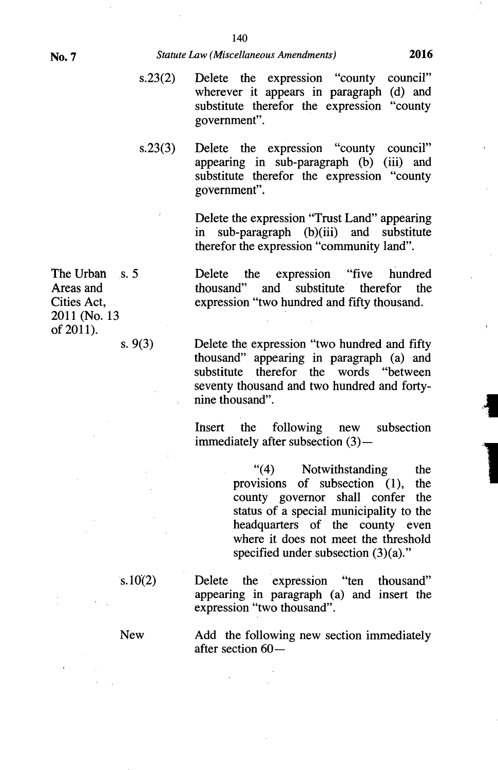s.23(2) Delete the expression "county council" wherever it appears in paragraph (d) and substitute therefor the expression "county government".

s.23(3) Delete the expression "county council" appearing in sub-paragraph (b) (iii) and substitute therefor the expression "county government".

Delete the expression "Trust Land" appearing in sub-paragraph (b)(iii) and substitute therefor the expression "community land".

The Urban Areas and Cities Act, 2011 (No. 13 of 2011).

s. 5 Delete the expression "five hundred thousand" and substitute therefor the expression "two hundred and fifty thousand.

s. 9(3) Delete the expression "two hundred and fifty thousand" appearing in paragraph (a) and substitute therefor the words "between seventy thousand and two hundred and forty-nine thousand".

Insert the following new subsection immediately after subsection (3)—

> "(4) Notwithstanding the provisions of subsection (1), the county governor shall confer the status of a special municipality to the headquarters of the county even where it does not meet the threshold specified under subsection (3)(a)."

s.10(2) Delete the expression "ten thousand" appearing in paragraph (a) and insert the expression "two thousand".

New Add the following new section immediately after section 60—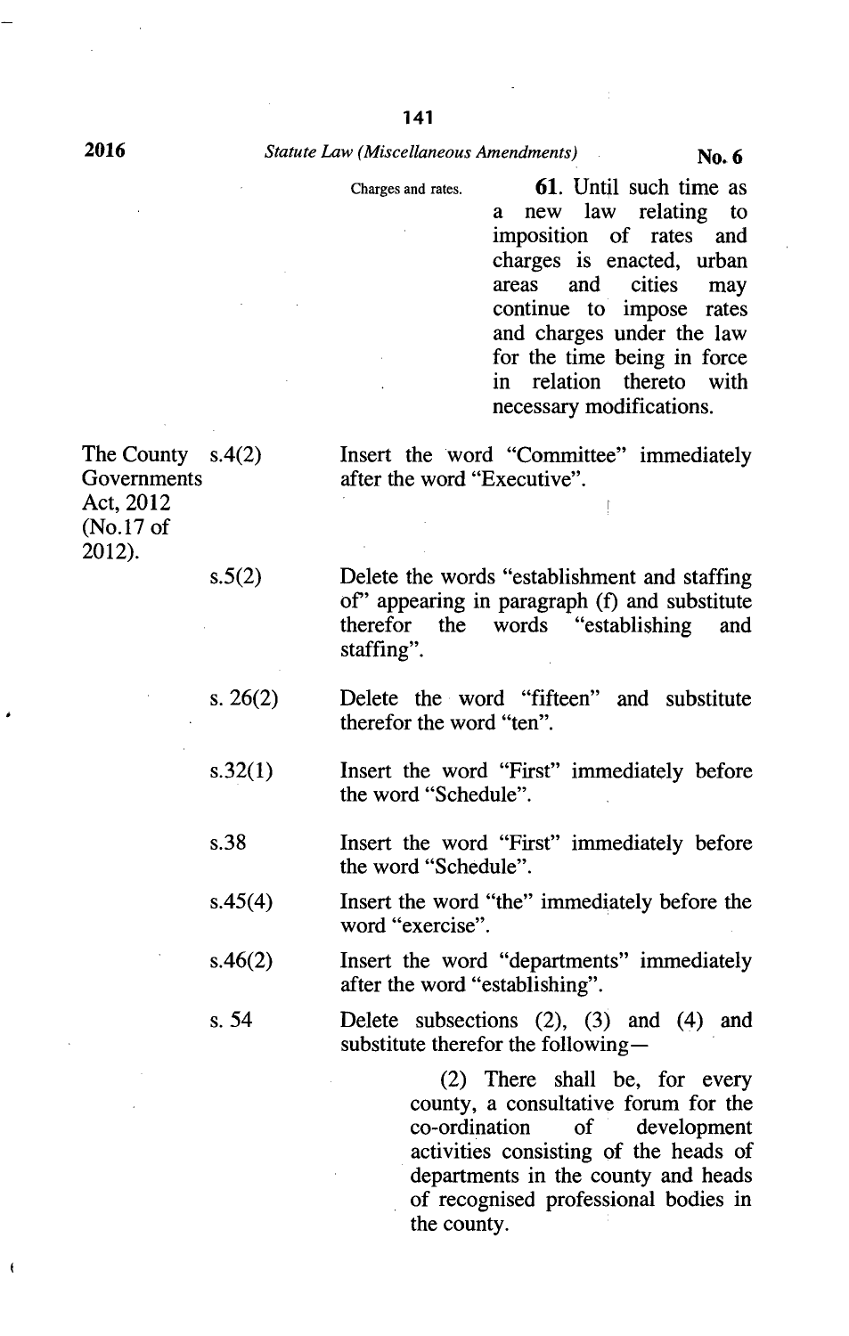| | | |
|---|---|---|
| | Charges and rates. | **61.** Until such time as a new law relating to imposition of rates and charges is enacted, urban areas and cities may continue to impose rates and charges under the law for the time being in force in relation thereto with necessary modifications. |
| The County Governments Act, 2012 (No.17 of 2012). | s.4(2) | Insert the word "Committee" immediately after the word "Executive". |
| | s.5(2) | Delete the words "establishment and staffing of" appearing in paragraph (f) and substitute therefor the words "establishing and staffing". |
| | s. 26(2) | Delete the word "fifteen" and substitute therefor the word "ten". |
| | s.32(1) | Insert the word "First" immediately before the word "Schedule". |
| | s.38 | Insert the word "First" immediately before the word "Schedule". |
| | s.45(4) | Insert the word "the" immediately before the word "exercise". |
| | s.46(2) | Insert the word "departments" immediately after the word "establishing". |
| | s. 54 | Delete subsections (2), (3) and (4) and substitute therefor the following— <br><br> (2) There shall be, for every county, a consultative forum for the co-ordination of development activities consisting of the heads of departments in the county and heads of recognised professional bodies in the county. |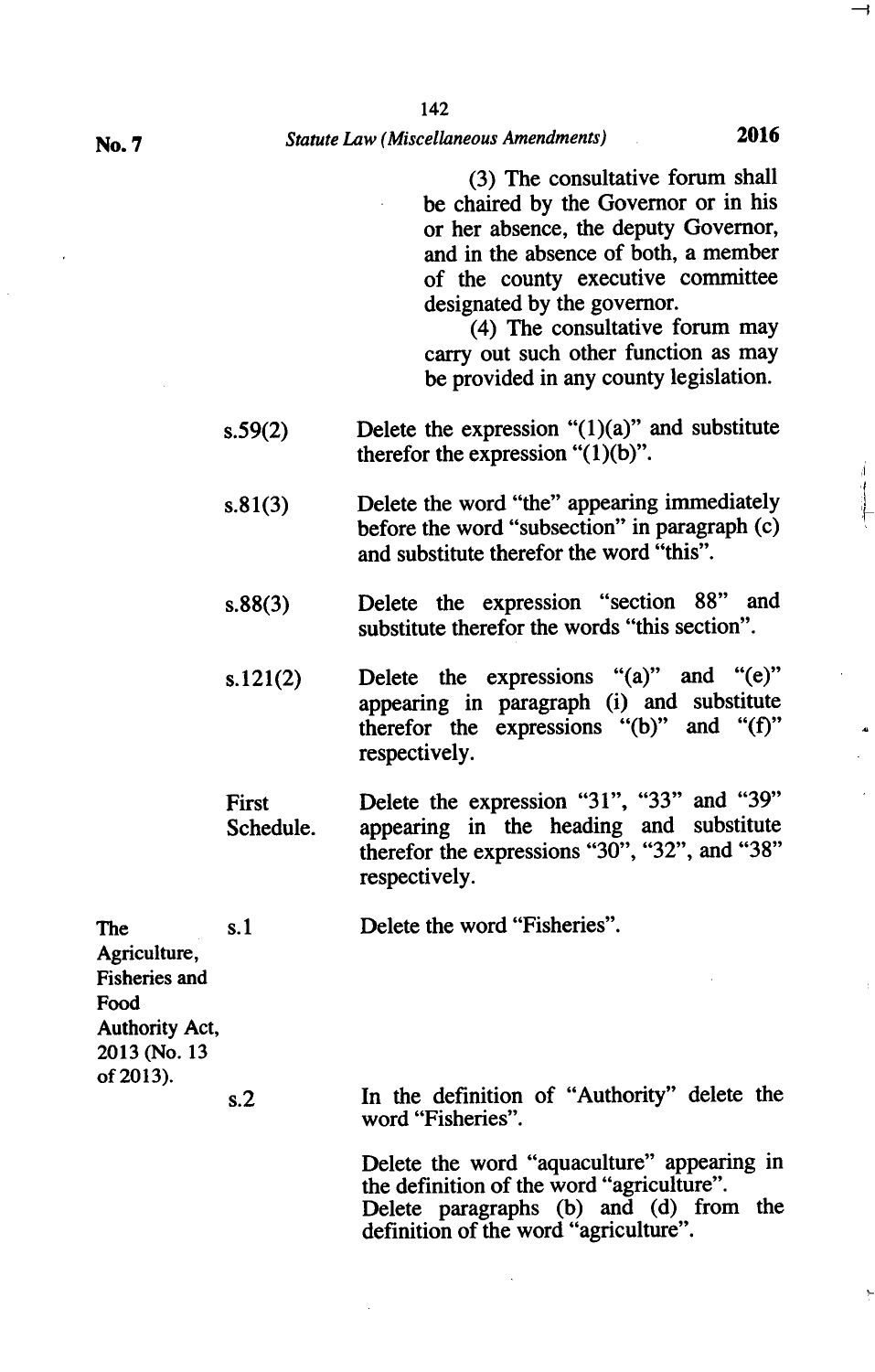(3) The consultative forum shall be chaired by the Governor or in his or her absence, the deputy Governor, and in the absence of both, a member of the county executive committee designated by the governor.

(4) The consultative forum may carry out such other function as may be provided in any county legislation.

| | | |
|---|---|---|
| | s.59(2) | Delete the expression "(1)(a)" and substitute therefor the expression "(1)(b)". |
| | s.81(3) | Delete the word "the" appearing immediately before the word "subsection" in paragraph (c) and substitute therefor the word "this". |
| | s.88(3) | Delete the expression "section 88" and substitute therefor the words "this section". |
| | s.121(2) | Delete the expressions "(a)" and "(e)" appearing in paragraph (i) and substitute therefor the expressions "(b)" and "(f)" respectively. |
| | First Schedule. | Delete the expression "31", "33" and "39" appearing in the heading and substitute therefor the expressions "30", "32", and "38" respectively. |
| The Agriculture, Fisheries and Food Authority Act, 2013 (No. 13 of 2013). | s.1 | Delete the word "Fisheries". |
| | s.2 | In the definition of "Authority" delete the word "Fisheries".<br><br>Delete the word "aquaculture" appearing in the definition of the word "agriculture".<br>Delete paragraphs (b) and (d) from the definition of the word "agriculture". |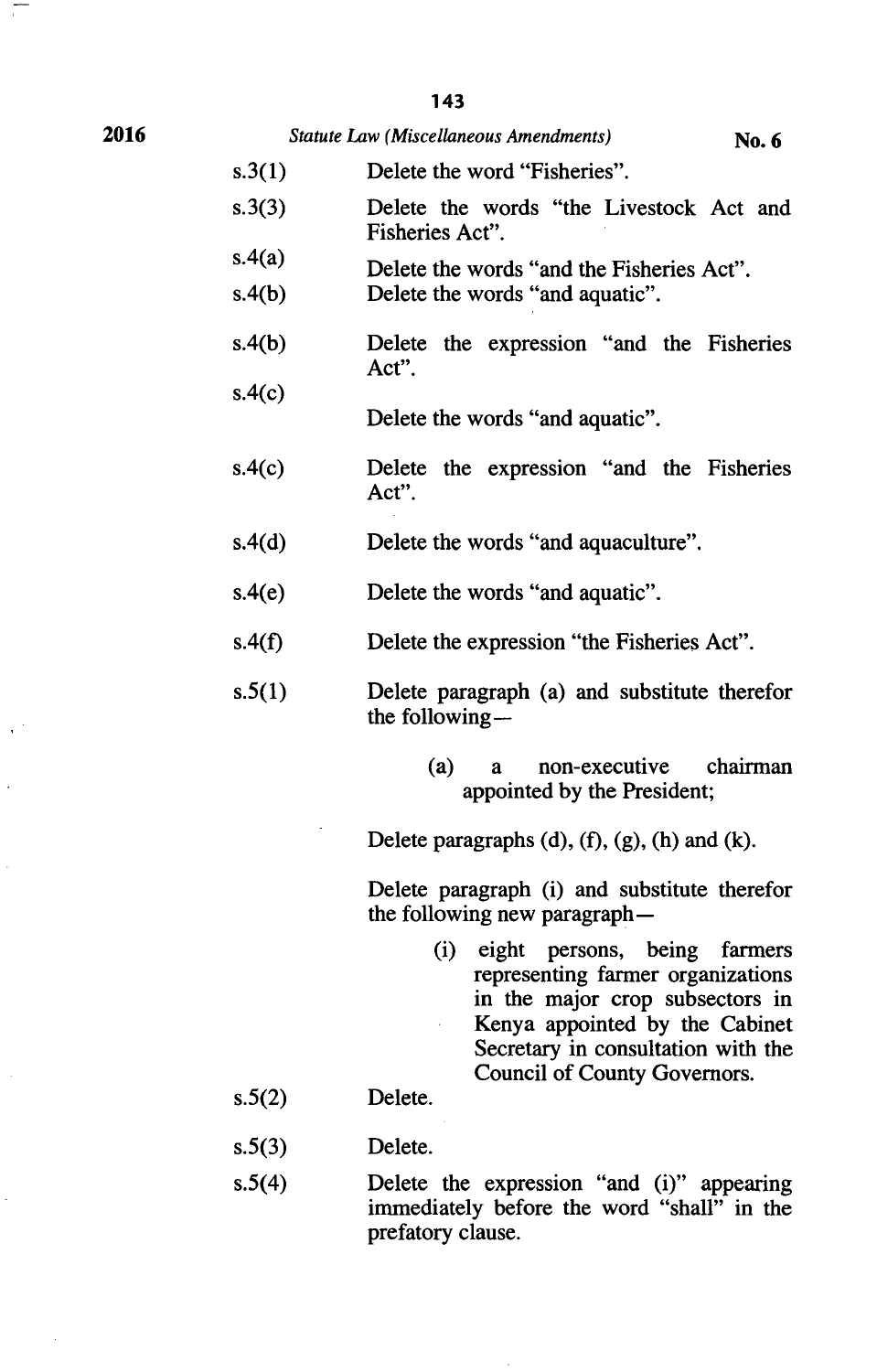| | |
|---|---|
| s.3(1) | Delete the word "Fisheries". |
| s.3(3) | Delete the words "the Livestock Act and Fisheries Act". |
| s.4(a) | Delete the words "and the Fisheries Act". |
| s.4(b) | Delete the words "and aquatic". |
| s.4(b) | Delete the expression "and the Fisheries Act". |
| s.4(c) | Delete the words "and aquatic". |
| s.4(c) | Delete the expression "and the Fisheries Act". |
| s.4(d) | Delete the words "and aquaculture". |
| s.4(e) | Delete the words "and aquatic". |
| s.4(f) | Delete the expression "the Fisheries Act". |
| s.5(1) | Delete paragraph (a) and substitute therefor the following—<br><br>(a) a non-executive chairman appointed by the President;<br><br>Delete paragraphs (d), (f), (g), (h) and (k).<br><br>Delete paragraph (i) and substitute therefor the following new paragraph—<br><br>(i) eight persons, being farmers representing farmer organizations in the major crop subsectors in Kenya appointed by the Cabinet Secretary in consultation with the Council of County Governors. |
| s.5(2) | Delete. |
| s.5(3) | Delete. |
| s.5(4) | Delete the expression "and (i)" appearing immediately before the word "shall" in the prefatory clause. |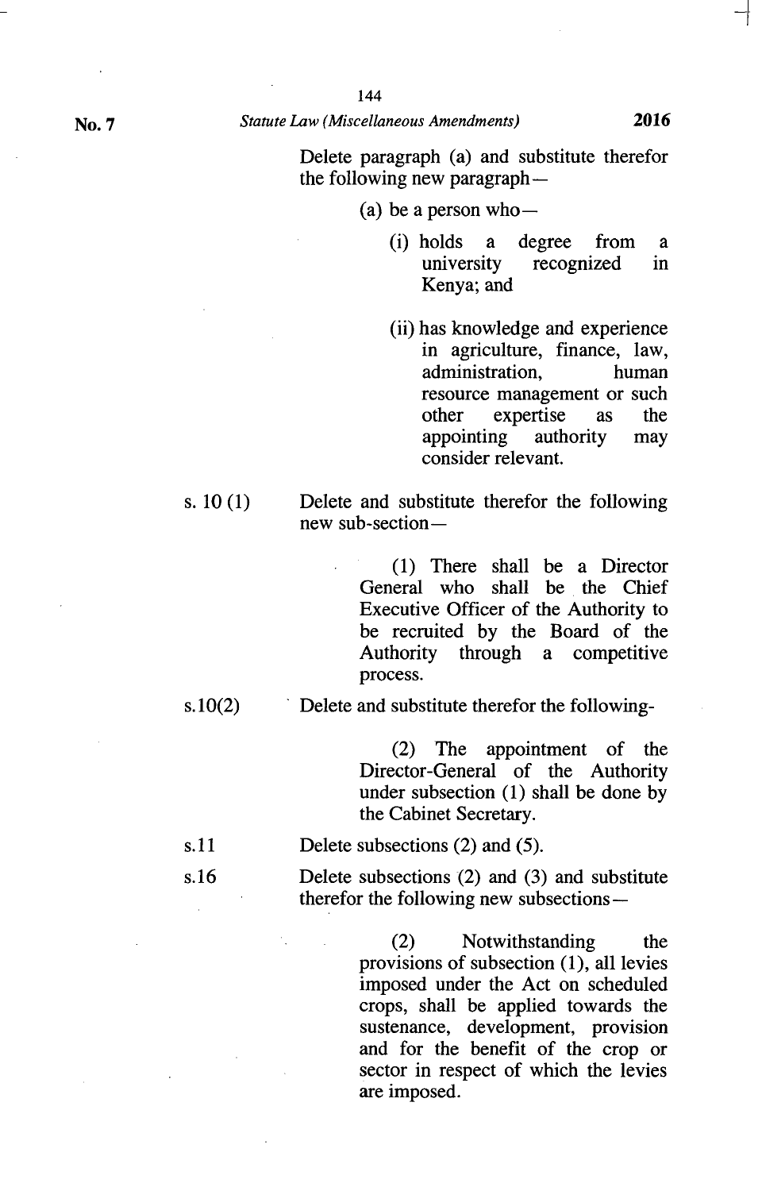Delete paragraph (a) and substitute therefor the following new paragraph—

(a) be a person who—

(i) holds a degree from a university recognized in Kenya; and

(ii) has knowledge and experience in agriculture, finance, law, administration, human resource management or such other expertise as the appointing authority may consider relevant.

s. 10 (1) Delete and substitute therefor the following new sub-section—

(1) There shall be a Director General who shall be the Chief Executive Officer of the Authority to be recruited by the Board of the Authority through a competitive process.

s.10(2) Delete and substitute therefor the following-

(2) The appointment of the Director-General of the Authority under subsection (1) shall be done by the Cabinet Secretary.

s.11 Delete subsections (2) and (5).

s.16 Delete subsections (2) and (3) and substitute therefor the following new subsections—

(2) Notwithstanding the provisions of subsection (1), all levies imposed under the Act on scheduled crops, shall be applied towards the sustenance, development, provision and for the benefit of the crop or sector in respect of which the levies are imposed.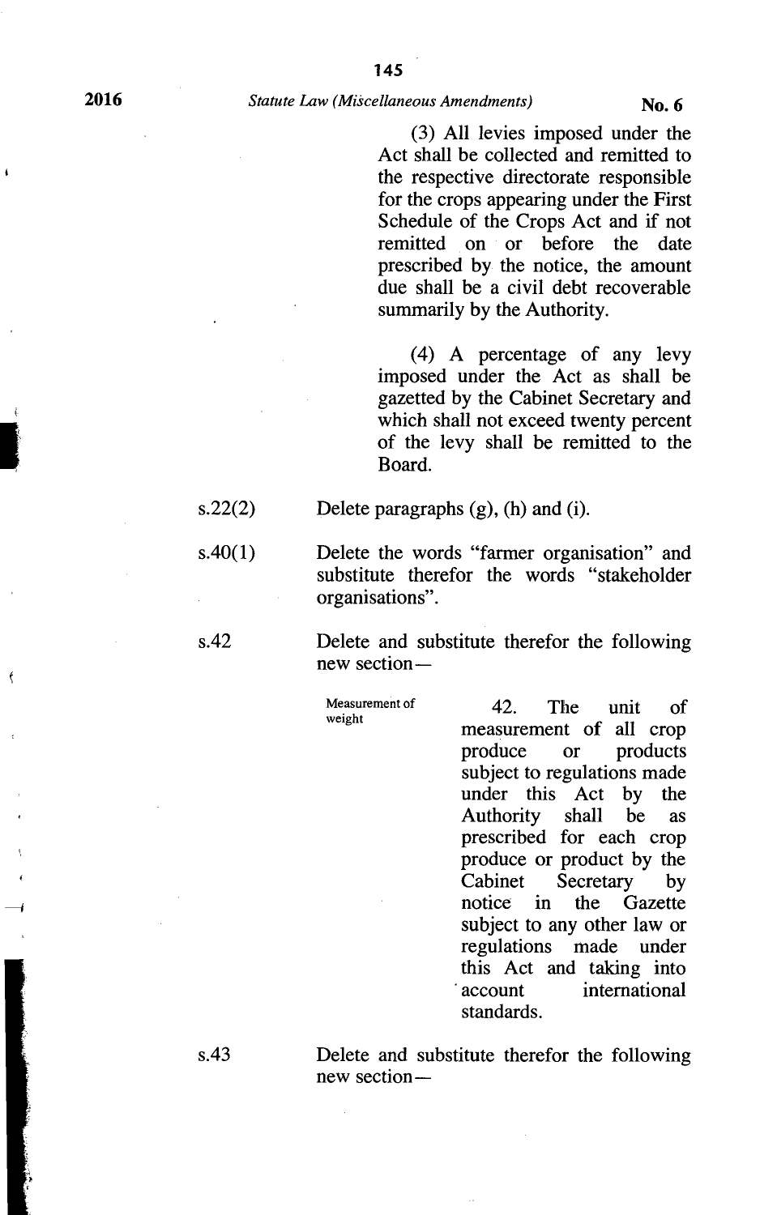(3) All levies imposed under the Act shall be collected and remitted to the respective directorate responsible for the crops appearing under the First Schedule of the Crops Act and if not remitted on or before the date prescribed by the notice, the amount due shall be a civil debt recoverable summarily by the Authority.

(4) A percentage of any levy imposed under the Act as shall be gazetted by the Cabinet Secretary and which shall not exceed twenty percent of the levy shall be remitted to the Board.

| | |
|---|---|
| s.22(2) | Delete paragraphs (g), (h) and (i). |
| s.40(1) | Delete the words "farmer organisation" and substitute therefor the words "stakeholder organisations". |
| s.42 | Delete and substitute therefor the following new section— |

Measurement of weight

42. The unit of measurement of all crop produce or products subject to regulations made under this Act by the Authority shall be as prescribed for each crop produce or product by the Cabinet Secretary by notice in the Gazette subject to any other law or regulations made under this Act and taking into account international standards.

| | |
|---|---|
| s.43 | Delete and substitute therefor the following new section— |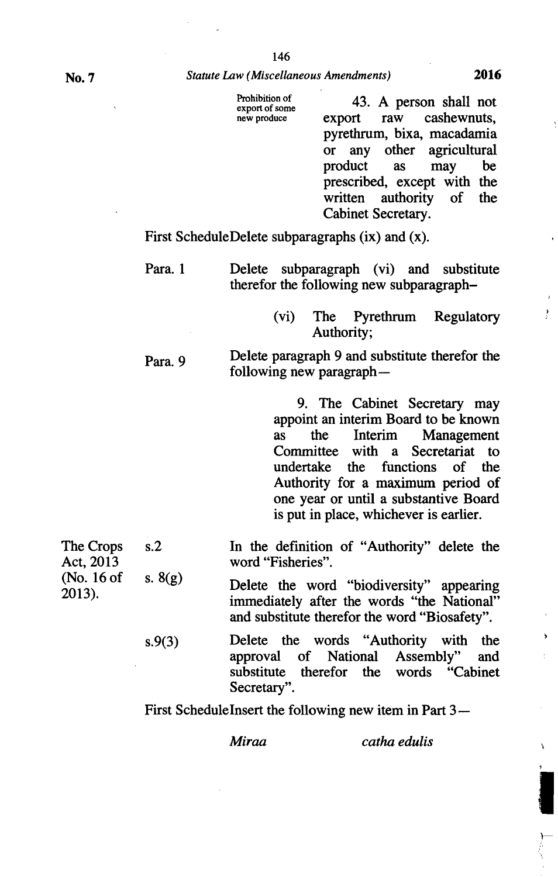Prohibition of export of some new produce

43. A person shall not export raw cashewnuts, pyrethrum, bixa, macadamia or any other agricultural product as may be prescribed, except with the written authority of the Cabinet Secretary.

| | | |
|---|---|---|
| | First Schedule | Delete subparagraphs (ix) and (x). |
| | Para. 1 | Delete subparagraph (vi) and substitute therefor the following new subparagraph– <br><br> (vi) The Pyrethrum Regulatory Authority; |
| | Para. 9 | Delete paragraph 9 and substitute therefor the following new paragraph— <br><br> 9. The Cabinet Secretary may appoint an interim Board to be known as the Interim Management Committee with a Secretariat to undertake the functions of the Authority for a maximum period of one year or until a substantive Board is put in place, whichever is earlier. |
| The Crops Act, 2013 (No. 16 of 2013). | s.2 | In the definition of "Authority" delete the word "Fisheries". |
| | s. 8(g) | Delete the word "biodiversity" appearing immediately after the words "the National" and substitute therefor the word "Biosafety". |
| | s.9(3) | Delete the words "Authority with the approval of National Assembly" and substitute therefor the words "Cabinet Secretary". |
| | First Schedule | Insert the following new item in Part 3— <br><br> *Miraa* *catha edulis* |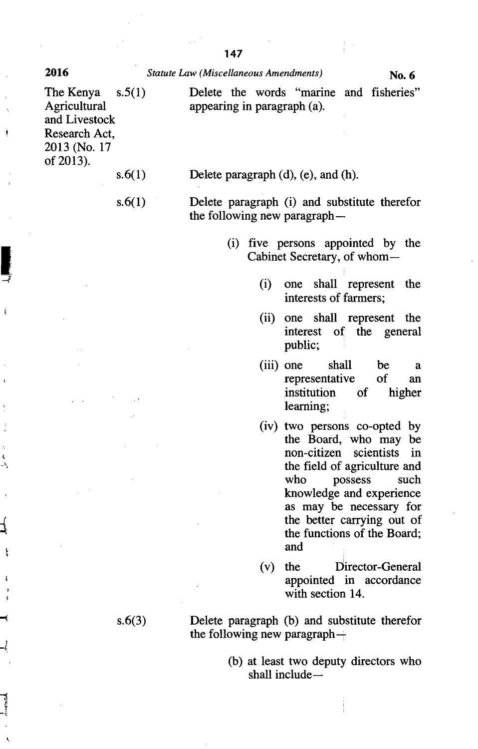| | | |
|---|---|---|
| The Kenya Agricultural and Livestock Research Act, 2013 (No. 17 of 2013). | s.5(1) | Delete the words "marine and fisheries" appearing in paragraph (a). |
| | s.6(1) | Delete paragraph (d), (e), and (h). |
| | s.6(1) | Delete paragraph (i) and substitute therefor the following new paragraph—<br><br>(i) five persons appointed by the Cabinet Secretary, of whom—<br><br>(i) one shall represent the interests of farmers;<br><br>(ii) one shall represent the interest of the general public;<br><br>(iii) one shall be a representative of an institution of higher learning;<br><br>(iv) two persons co-opted by the Board, who may be non-citizen scientists in the field of agriculture and who possess such knowledge and experience as may be necessary for the better carrying out of the functions of the Board; and<br><br>(v) the Director-General appointed in accordance with section 14. |
| | s.6(3) | Delete paragraph (b) and substitute therefor the following new paragraph—<br><br>(b) at least two deputy directors who shall include— |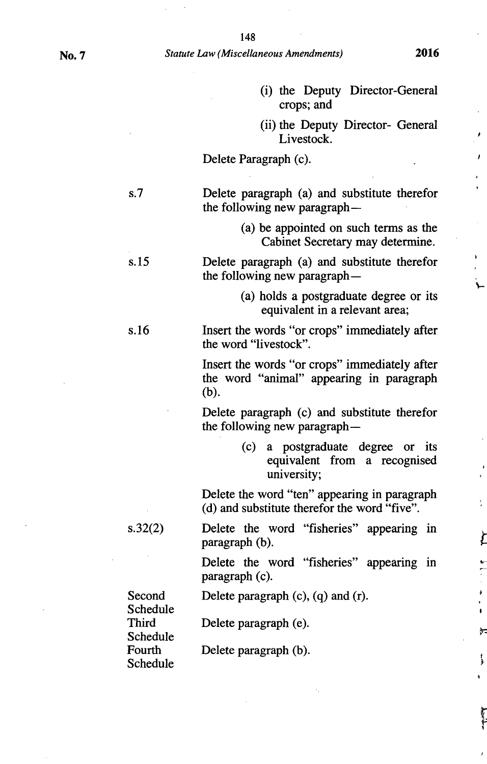(i) the Deputy Director-General crops; and

(ii) the Deputy Director- General Livestock.

Delete Paragraph (c).

| | |
|---|---|
| s.7 | Delete paragraph (a) and substitute therefor the following new paragraph—<br><br>(a) be appointed on such terms as the Cabinet Secretary may determine. |
| s.15 | Delete paragraph (a) and substitute therefor the following new paragraph—<br><br>(a) holds a postgraduate degree or its equivalent in a relevant area; |
| s.16 | Insert the words "or crops" immediately after the word "livestock".<br><br>Insert the words "or crops" immediately after the word "animal" appearing in paragraph (b).<br><br>Delete paragraph (c) and substitute therefor the following new paragraph—<br><br>(c) a postgraduate degree or its equivalent from a recognised university;<br><br>Delete the word "ten" appearing in paragraph (d) and substitute therefor the word "five". |
| s.32(2) | Delete the word "fisheries" appearing in paragraph (b).<br><br>Delete the word "fisheries" appearing in paragraph (c). |
| Second Schedule | Delete paragraph (c), (q) and (r). |
| Third Schedule | Delete paragraph (e). |
| Fourth Schedule | Delete paragraph (b). |